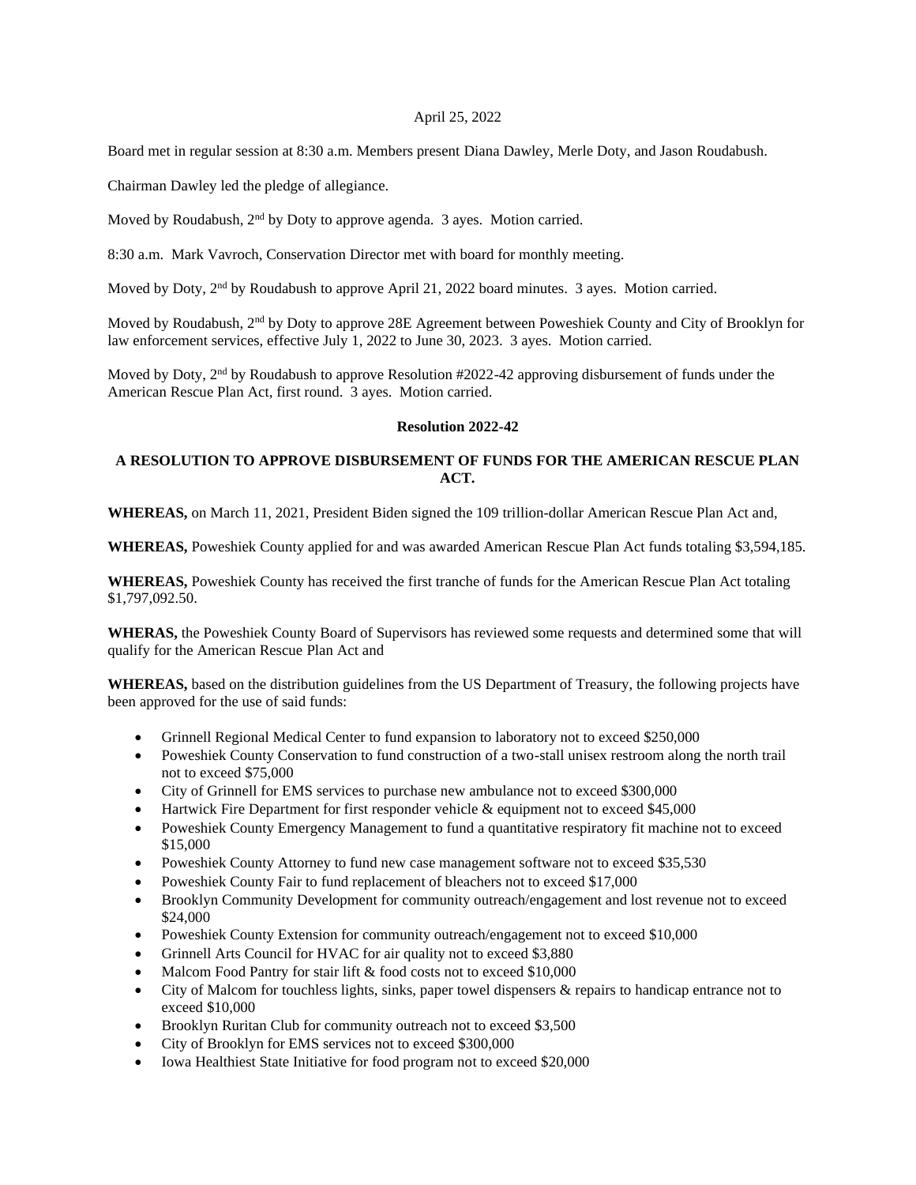April 25, 2022

Board met in regular session at 8:30 a.m. Members present Diana Dawley, Merle Doty, and Jason Roudabush.

Chairman Dawley led the pledge of allegiance.

Moved by Roudabush, 2nd by Doty to approve agenda. 3 ayes. Motion carried.

8:30 a.m. Mark Vavroch, Conservation Director met with board for monthly meeting.

Moved by Doty, 2nd by Roudabush to approve April 21, 2022 board minutes. 3 ayes. Motion carried.

Moved by Roudabush, 2nd by Doty to approve 28E Agreement between Poweshiek County and City of Brooklyn for law enforcement services, effective July 1, 2022 to June 30, 2023. 3 ayes. Motion carried.

Moved by Doty, 2nd by Roudabush to approve Resolution #2022-42 approving disbursement of funds under the American Rescue Plan Act, first round. 3 ayes. Motion carried.

**Resolution 2022-42**

**A RESOLUTION TO APPROVE DISBURSEMENT OF FUNDS FOR THE AMERICAN RESCUE PLAN ACT.**

**WHEREAS,** on March 11, 2021, President Biden signed the 109 trillion-dollar American Rescue Plan Act and,

**WHEREAS,** Poweshiek County applied for and was awarded American Rescue Plan Act funds totaling $3,594,185.

**WHEREAS,** Poweshiek County has received the first tranche of funds for the American Rescue Plan Act totaling $1,797,092.50.

**WHERAS,** the Poweshiek County Board of Supervisors has reviewed some requests and determined some that will qualify for the American Rescue Plan Act and

**WHEREAS,** based on the distribution guidelines from the US Department of Treasury, the following projects have been approved for the use of said funds:

- Grinnell Regional Medical Center to fund expansion to laboratory not to exceed $250,000
- Poweshiek County Conservation to fund construction of a two-stall unisex restroom along the north trail not to exceed $75,000
- City of Grinnell for EMS services to purchase new ambulance not to exceed $300,000
- Hartwick Fire Department for first responder vehicle & equipment not to exceed $45,000
- Poweshiek County Emergency Management to fund a quantitative respiratory fit machine not to exceed $15,000
- Poweshiek County Attorney to fund new case management software not to exceed $35,530
- Poweshiek County Fair to fund replacement of bleachers not to exceed $17,000
- Brooklyn Community Development for community outreach/engagement and lost revenue not to exceed $24,000
- Poweshiek County Extension for community outreach/engagement not to exceed $10,000
- Grinnell Arts Council for HVAC for air quality not to exceed $3,880
- Malcom Food Pantry for stair lift & food costs not to exceed $10,000
- City of Malcom for touchless lights, sinks, paper towel dispensers & repairs to handicap entrance not to exceed $10,000
- Brooklyn Ruritan Club for community outreach not to exceed $3,500
- City of Brooklyn for EMS services not to exceed $300,000
- Iowa Healthiest State Initiative for food program not to exceed $20,000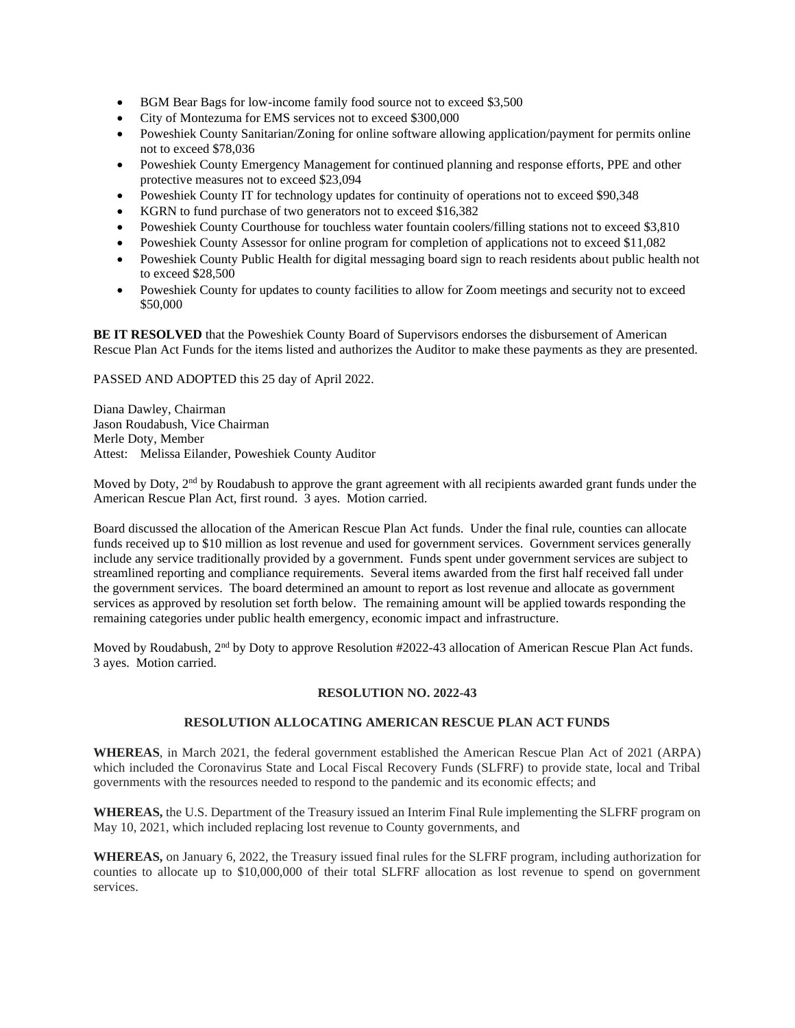- BGM Bear Bags for low-income family food source not to exceed $3,500
- City of Montezuma for EMS services not to exceed $300,000
- Poweshiek County Sanitarian/Zoning for online software allowing application/payment for permits online not to exceed $78,036
- Poweshiek County Emergency Management for continued planning and response efforts, PPE and other protective measures not to exceed $23,094
- Poweshiek County IT for technology updates for continuity of operations not to exceed $90,348
- KGRN to fund purchase of two generators not to exceed $16,382
- Poweshiek County Courthouse for touchless water fountain coolers/filling stations not to exceed $3,810
- Poweshiek County Assessor for online program for completion of applications not to exceed $11,082
- Poweshiek County Public Health for digital messaging board sign to reach residents about public health not to exceed $28,500
- Poweshiek County for updates to county facilities to allow for Zoom meetings and security not to exceed $50,000

**BE IT RESOLVED** that the Poweshiek County Board of Supervisors endorses the disbursement of American Rescue Plan Act Funds for the items listed and authorizes the Auditor to make these payments as they are presented.

PASSED AND ADOPTED this 25 day of April 2022.

Diana Dawley, Chairman
Jason Roudabush, Vice Chairman
Merle Doty, Member
Attest: Melissa Eilander, Poweshiek County Auditor

Moved by Doty, 2nd by Roudabush to approve the grant agreement with all recipients awarded grant funds under the American Rescue Plan Act, first round. 3 ayes. Motion carried.

Board discussed the allocation of the American Rescue Plan Act funds. Under the final rule, counties can allocate funds received up to $10 million as lost revenue and used for government services. Government services generally include any service traditionally provided by a government. Funds spent under government services are subject to streamlined reporting and compliance requirements. Several items awarded from the first half received fall under the government services. The board determined an amount to report as lost revenue and allocate as government services as approved by resolution set forth below. The remaining amount will be applied towards responding the remaining categories under public health emergency, economic impact and infrastructure.

Moved by Roudabush, 2nd by Doty to approve Resolution #2022-43 allocation of American Rescue Plan Act funds. 3 ayes. Motion carried.

**RESOLUTION NO. 2022-43**

**RESOLUTION ALLOCATING AMERICAN RESCUE PLAN ACT FUNDS**

**WHEREAS**, in March 2021, the federal government established the American Rescue Plan Act of 2021 (ARPA) which included the Coronavirus State and Local Fiscal Recovery Funds (SLFRF) to provide state, local and Tribal governments with the resources needed to respond to the pandemic and its economic effects; and

**WHEREAS,** the U.S. Department of the Treasury issued an Interim Final Rule implementing the SLFRF program on May 10, 2021, which included replacing lost revenue to County governments, and

**WHEREAS,** on January 6, 2022, the Treasury issued final rules for the SLFRF program, including authorization for counties to allocate up to $10,000,000 of their total SLFRF allocation as lost revenue to spend on government services.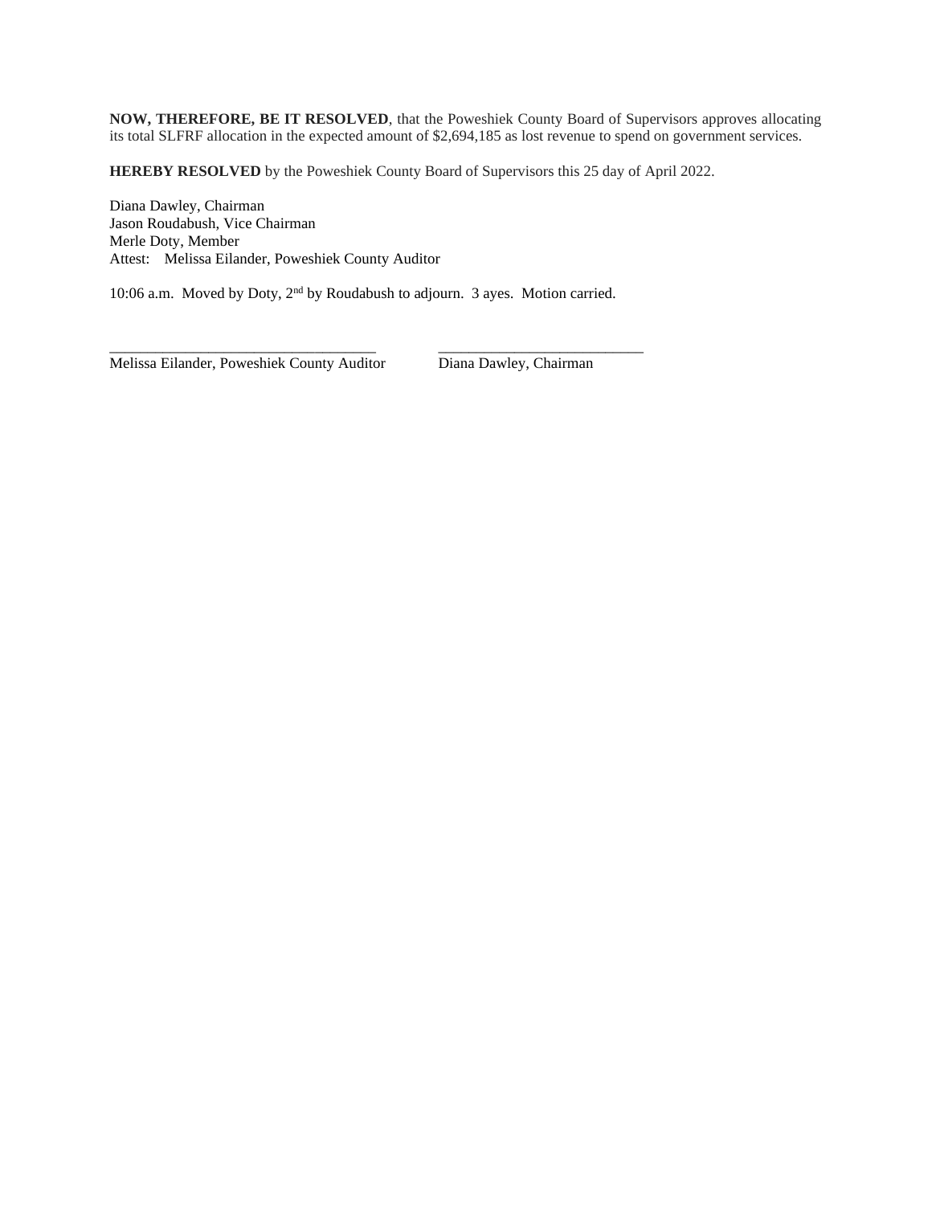**NOW, THEREFORE, BE IT RESOLVED**, that the Poweshiek County Board of Supervisors approves allocating its total SLFRF allocation in the expected amount of $2,694,185 as lost revenue to spend on government services.

**HEREBY RESOLVED** by the Poweshiek County Board of Supervisors this 25 day of April 2022.

Diana Dawley, Chairman
Jason Roudabush, Vice Chairman
Merle Doty, Member
Attest: Melissa Eilander, Poweshiek County Auditor

10:06 a.m. Moved by Doty, 2nd by Roudabush to adjourn. 3 ayes. Motion carried.

\_\_\_\_\_\_\_\_\_\_\_\_\_\_\_\_\_\_\_\_\_\_\_\_\_\_\_\_\_\_\_\_\_\_\_ \_\_\_\_\_\_\_\_\_\_\_\_\_\_\_\_\_\_\_\_\_\_\_\_\_\_\_\_
Melissa Eilander, Poweshiek County Auditor Diana Dawley, Chairman